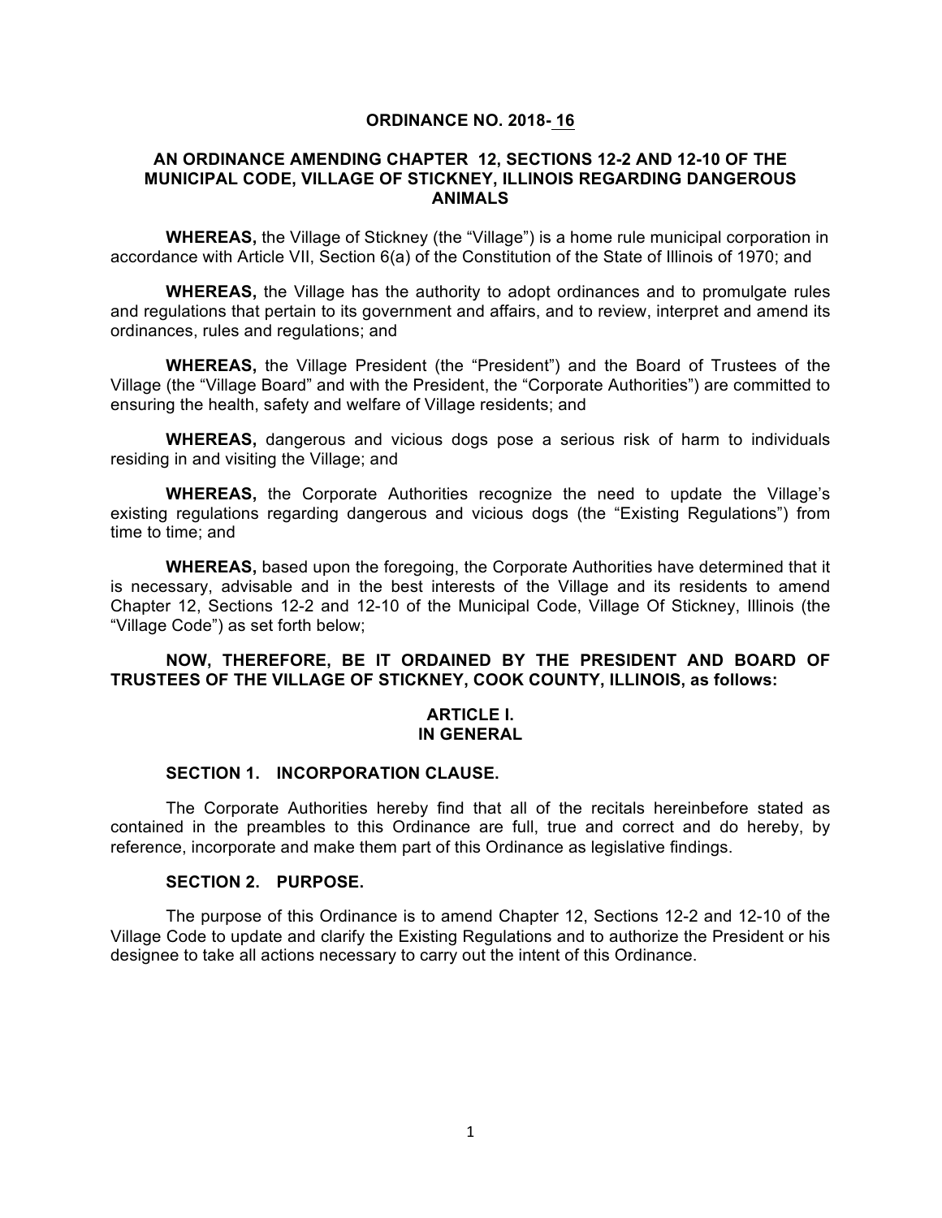**ORDINANCE NO. 2018- 16**

**AN ORDINANCE AMENDING CHAPTER 12, SECTIONS 12-2 AND 12-10 OF THE MUNICIPAL CODE, VILLAGE OF STICKNEY, ILLINOIS REGARDING DANGEROUS ANIMALS**

**WHEREAS,** the Village of Stickney (the "Village") is a home rule municipal corporation in accordance with Article VII, Section 6(a) of the Constitution of the State of Illinois of 1970; and

**WHEREAS,** the Village has the authority to adopt ordinances and to promulgate rules and regulations that pertain to its government and affairs, and to review, interpret and amend its ordinances, rules and regulations; and

**WHEREAS,** the Village President (the "President") and the Board of Trustees of the Village (the "Village Board" and with the President, the "Corporate Authorities") are committed to ensuring the health, safety and welfare of Village residents; and

**WHEREAS,** dangerous and vicious dogs pose a serious risk of harm to individuals residing in and visiting the Village; and

**WHEREAS,** the Corporate Authorities recognize the need to update the Village's existing regulations regarding dangerous and vicious dogs (the "Existing Regulations") from time to time; and

**WHEREAS,** based upon the foregoing, the Corporate Authorities have determined that it is necessary, advisable and in the best interests of the Village and its residents to amend Chapter 12, Sections 12-2 and 12-10 of the Municipal Code, Village Of Stickney, Illinois (the "Village Code") as set forth below;

**NOW, THEREFORE, BE IT ORDAINED BY THE PRESIDENT AND BOARD OF TRUSTEES OF THE VILLAGE OF STICKNEY, COOK COUNTY, ILLINOIS, as follows:**

## ARTICLE I.
## IN GENERAL

### SECTION 1. INCORPORATION CLAUSE.

The Corporate Authorities hereby find that all of the recitals hereinbefore stated as contained in the preambles to this Ordinance are full, true and correct and do hereby, by reference, incorporate and make them part of this Ordinance as legislative findings.

### SECTION 2. PURPOSE.

The purpose of this Ordinance is to amend Chapter 12, Sections 12-2 and 12-10 of the Village Code to update and clarify the Existing Regulations and to authorize the President or his designee to take all actions necessary to carry out the intent of this Ordinance.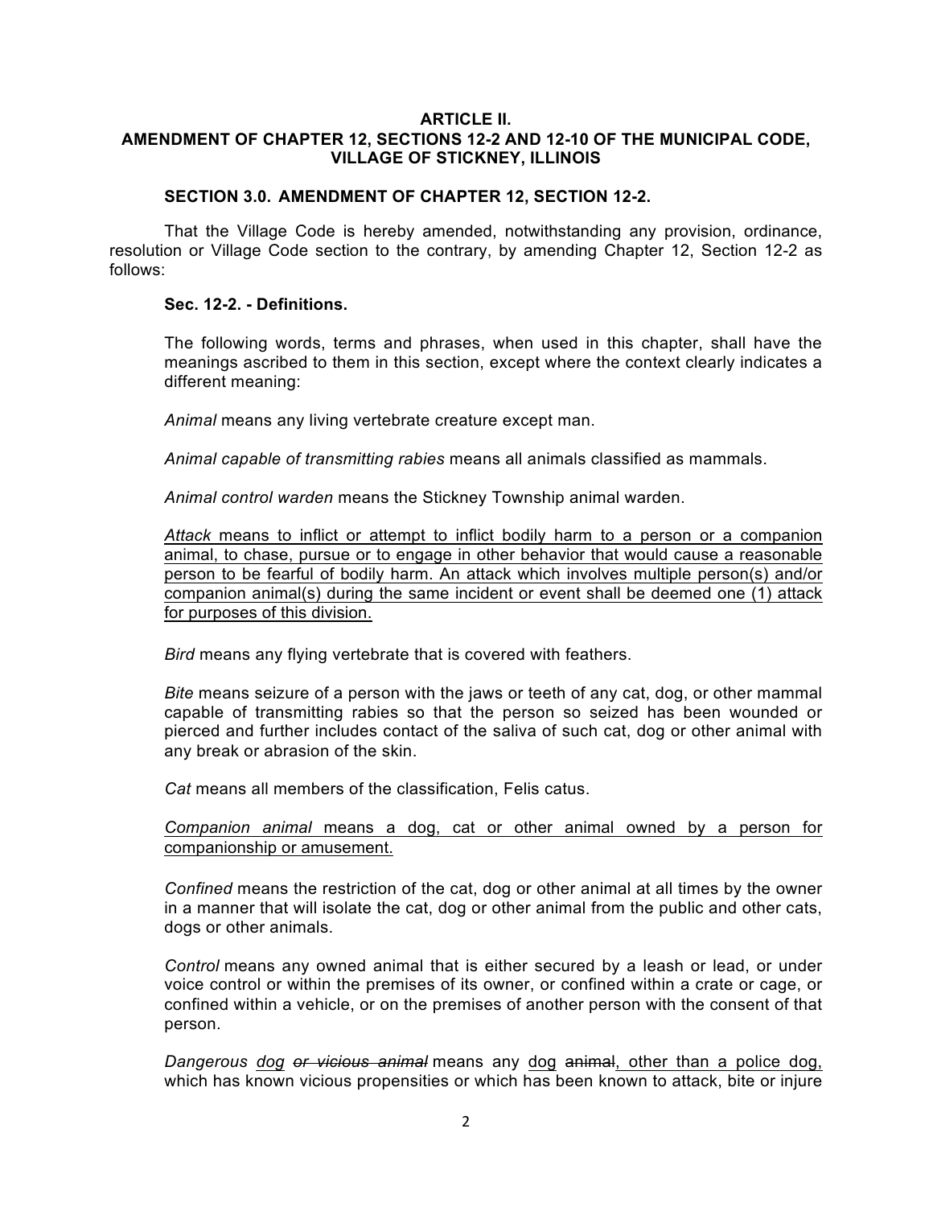**ARTICLE II.**
**AMENDMENT OF CHAPTER 12, SECTIONS 12-2 AND 12-10 OF THE MUNICIPAL CODE, VILLAGE OF STICKNEY, ILLINOIS**

**SECTION 3.0. AMENDMENT OF CHAPTER 12, SECTION 12-2.**

That the Village Code is hereby amended, notwithstanding any provision, ordinance, resolution or Village Code section to the contrary, by amending Chapter 12, Section 12-2 as follows:

**Sec. 12-2. - Definitions.**

The following words, terms and phrases, when used in this chapter, shall have the meanings ascribed to them in this section, except where the context clearly indicates a different meaning:

*Animal* means any living vertebrate creature except man.

*Animal capable of transmitting rabies* means all animals classified as mammals.

*Animal control warden* means the Stickney Township animal warden.

<u>*Attack* means to inflict or attempt to inflict bodily harm to a person or a companion animal, to chase, pursue or to engage in other behavior that would cause a reasonable person to be fearful of bodily harm. An attack which involves multiple person(s) and/or companion animal(s) during the same incident or event shall be deemed one (1) attack for purposes of this division.</u>

*Bird* means any flying vertebrate that is covered with feathers.

*Bite* means seizure of a person with the jaws or teeth of any cat, dog, or other mammal capable of transmitting rabies so that the person so seized has been wounded or pierced and further includes contact of the saliva of such cat, dog or other animal with any break or abrasion of the skin.

*Cat* means all members of the classification, Felis catus.

<u>*Companion animal* means a dog, cat or other animal owned by a person for companionship or amusement.</u>

*Confined* means the restriction of the cat, dog or other animal at all times by the owner in a manner that will isolate the cat, dog or other animal from the public and other cats, dogs or other animals.

*Control* means any owned animal that is either secured by a leash or lead, or under voice control or within the premises of its owner, or confined within a crate or cage, or confined within a vehicle, or on the premises of another person with the consent of that person.

*Dangerous* <u>*dog*</u> ~~*or vicious animal*~~ means any <u>dog</u> ~~animal~~<u>, other than a police dog,</u> which has known vicious propensities or which has been known to attack, bite or injure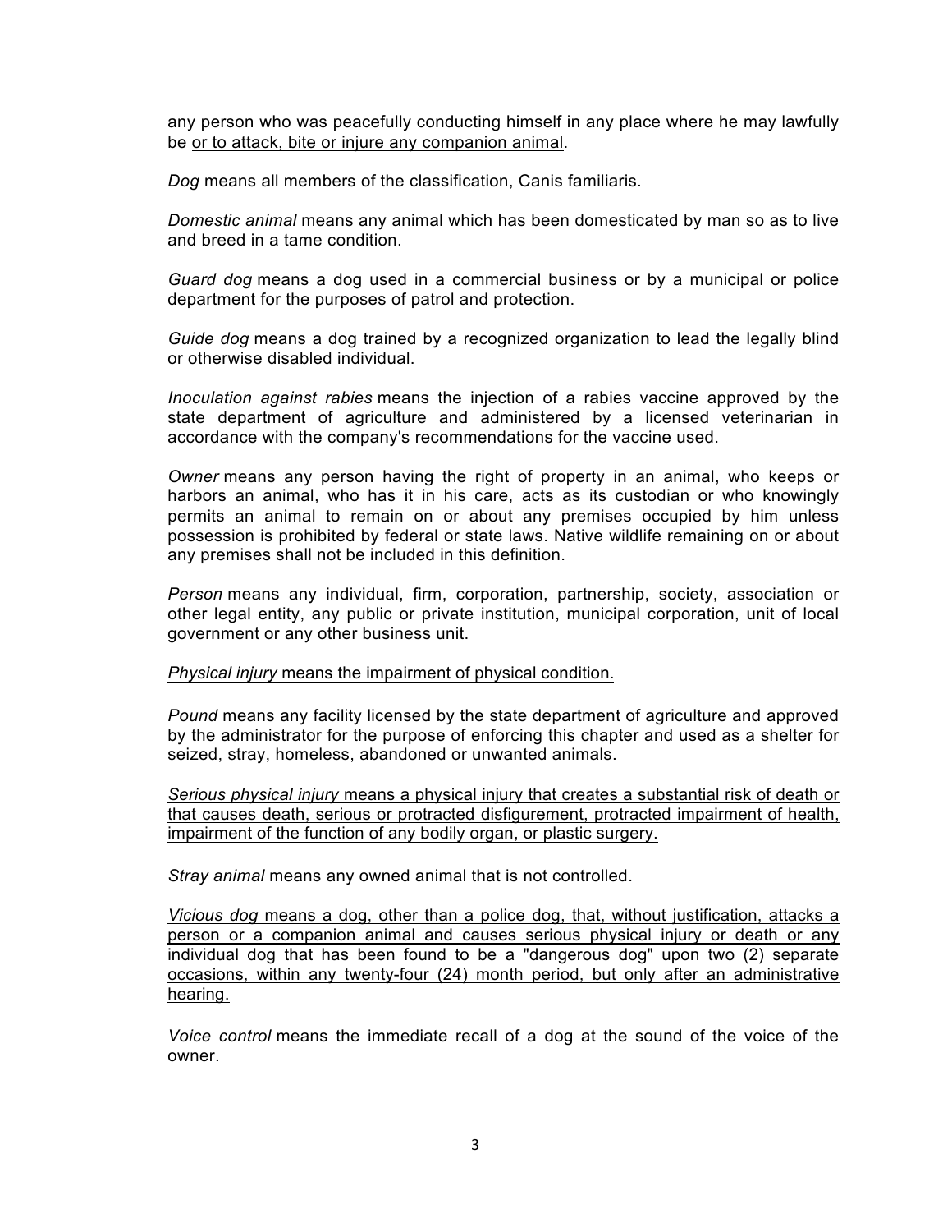any person who was peacefully conducting himself in any place where he may lawfully be <u>or to attack, bite or injure any companion animal</u>.

*Dog* means all members of the classification, Canis familiaris.

*Domestic animal* means any animal which has been domesticated by man so as to live and breed in a tame condition.

*Guard dog* means a dog used in a commercial business or by a municipal or police department for the purposes of patrol and protection.

*Guide dog* means a dog trained by a recognized organization to lead the legally blind or otherwise disabled individual.

*Inoculation against rabies* means the injection of a rabies vaccine approved by the state department of agriculture and administered by a licensed veterinarian in accordance with the company's recommendations for the vaccine used.

*Owner* means any person having the right of property in an animal, who keeps or harbors an animal, who has it in his care, acts as its custodian or who knowingly permits an animal to remain on or about any premises occupied by him unless possession is prohibited by federal or state laws. Native wildlife remaining on or about any premises shall not be included in this definition.

*Person* means any individual, firm, corporation, partnership, society, association or other legal entity, any public or private institution, municipal corporation, unit of local government or any other business unit.

<u>*Physical injury* means the impairment of physical condition.</u>

*Pound* means any facility licensed by the state department of agriculture and approved by the administrator for the purpose of enforcing this chapter and used as a shelter for seized, stray, homeless, abandoned or unwanted animals.

<u>*Serious physical injury* means a physical injury that creates a substantial risk of death or that causes death, serious or protracted disfigurement, protracted impairment of health, impairment of the function of any bodily organ, or plastic surgery.</u>

*Stray animal* means any owned animal that is not controlled.

<u>*Vicious dog* means a dog, other than a police dog, that, without justification, attacks a person or a companion animal and causes serious physical injury or death or any individual dog that has been found to be a "dangerous dog" upon two (2) separate occasions, within any twenty-four (24) month period, but only after an administrative hearing.</u>

*Voice control* means the immediate recall of a dog at the sound of the voice of the owner.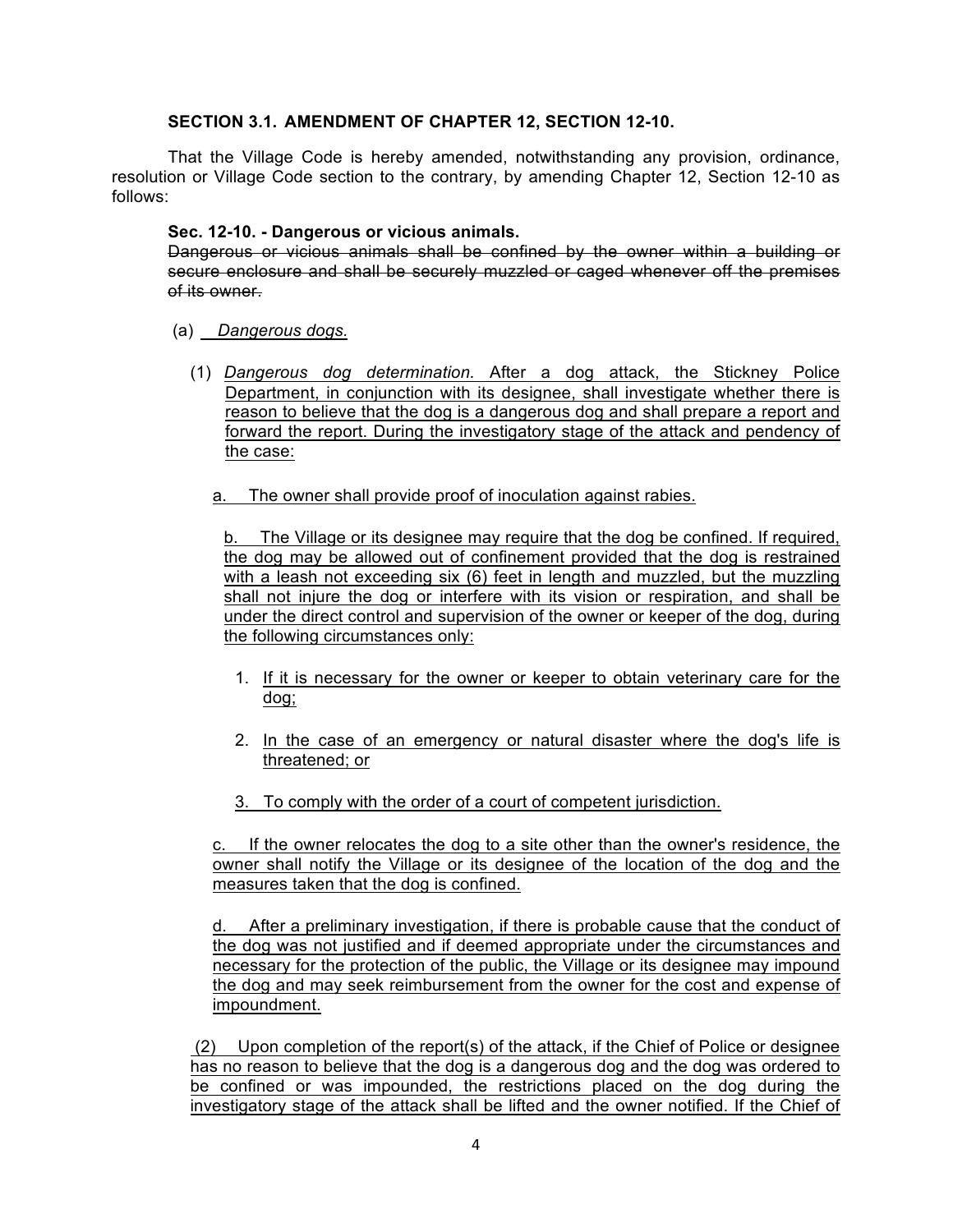**SECTION 3.1. AMENDMENT OF CHAPTER 12, SECTION 12-10.**

That the Village Code is hereby amended, notwithstanding any provision, ordinance, resolution or Village Code section to the contrary, by amending Chapter 12, Section 12-10 as follows:

**Sec. 12-10. - Dangerous or vicious animals.**

~~Dangerous or vicious animals shall be confined by the owner within a building or secure enclosure and shall be securely muzzled or caged whenever off the premises of its owner.~~

(a) *Dangerous dogs.*

(1) *Dangerous dog determination.* After a dog attack, the Stickney Police Department, in conjunction with its designee, shall investigate whether there is reason to believe that the dog is a dangerous dog and shall prepare a report and forward the report. During the investigatory stage of the attack and pendency of the case:

a. The owner shall provide proof of inoculation against rabies.

b. The Village or its designee may require that the dog be confined. If required, the dog may be allowed out of confinement provided that the dog is restrained with a leash not exceeding six (6) feet in length and muzzled, but the muzzling shall not injure the dog or interfere with its vision or respiration, and shall be under the direct control and supervision of the owner or keeper of the dog, during the following circumstances only:

1. If it is necessary for the owner or keeper to obtain veterinary care for the dog;
2. In the case of an emergency or natural disaster where the dog's life is threatened; or
3. To comply with the order of a court of competent jurisdiction.

c. If the owner relocates the dog to a site other than the owner's residence, the owner shall notify the Village or its designee of the location of the dog and the measures taken that the dog is confined.

d. After a preliminary investigation, if there is probable cause that the conduct of the dog was not justified and if deemed appropriate under the circumstances and necessary for the protection of the public, the Village or its designee may impound the dog and may seek reimbursement from the owner for the cost and expense of impoundment.

(2) Upon completion of the report(s) of the attack, if the Chief of Police or designee has no reason to believe that the dog is a dangerous dog and the dog was ordered to be confined or was impounded, the restrictions placed on the dog during the investigatory stage of the attack shall be lifted and the owner notified. If the Chief of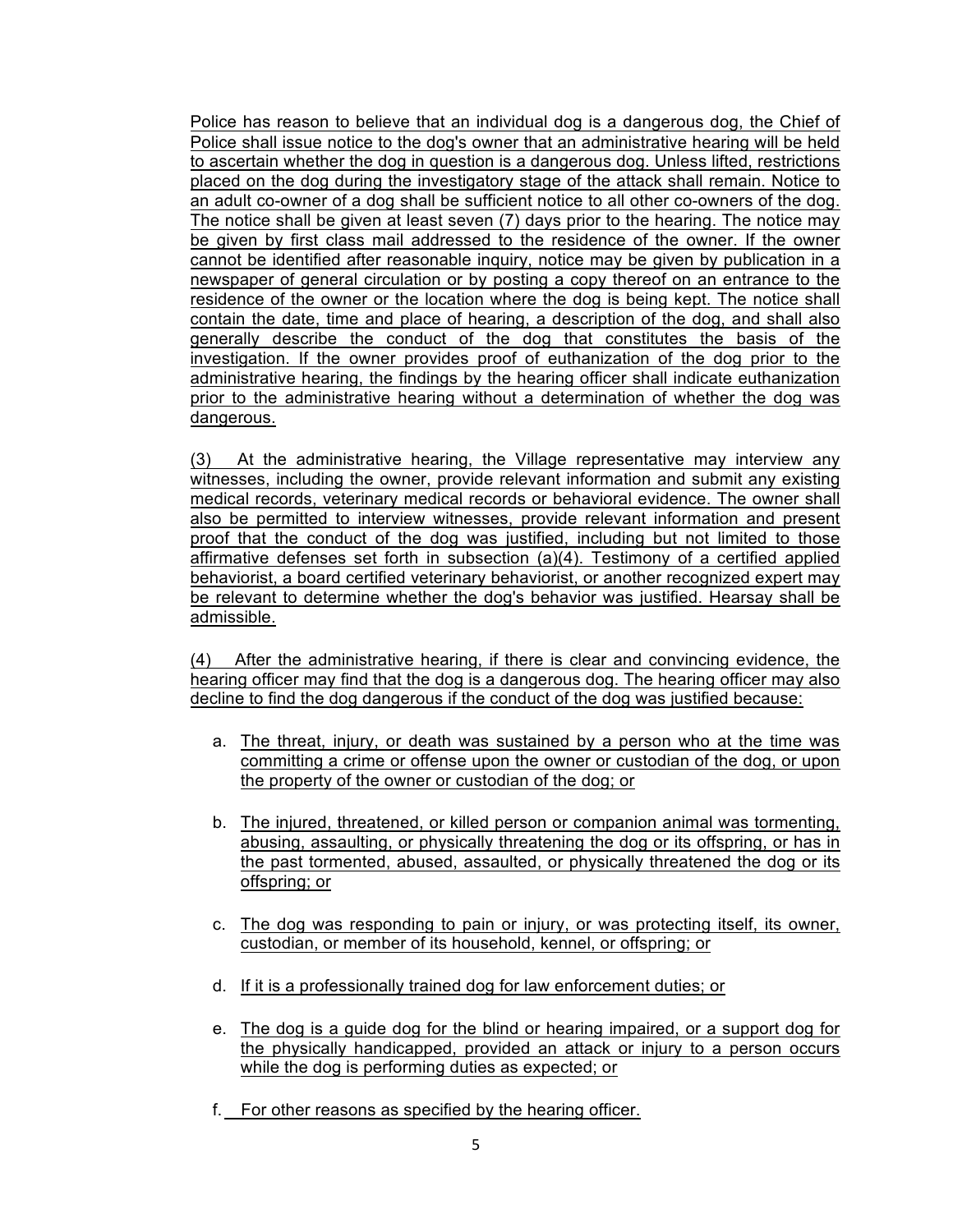Police has reason to believe that an individual dog is a dangerous dog, the Chief of Police shall issue notice to the dog's owner that an administrative hearing will be held to ascertain whether the dog in question is a dangerous dog. Unless lifted, restrictions placed on the dog during the investigatory stage of the attack shall remain. Notice to an adult co-owner of a dog shall be sufficient notice to all other co-owners of the dog. The notice shall be given at least seven (7) days prior to the hearing. The notice may be given by first class mail addressed to the residence of the owner. If the owner cannot be identified after reasonable inquiry, notice may be given by publication in a newspaper of general circulation or by posting a copy thereof on an entrance to the residence of the owner or the location where the dog is being kept. The notice shall contain the date, time and place of hearing, a description of the dog, and shall also generally describe the conduct of the dog that constitutes the basis of the investigation. If the owner provides proof of euthanization of the dog prior to the administrative hearing, the findings by the hearing officer shall indicate euthanization prior to the administrative hearing without a determination of whether the dog was dangerous.

(3) At the administrative hearing, the Village representative may interview any witnesses, including the owner, provide relevant information and submit any existing medical records, veterinary medical records or behavioral evidence. The owner shall also be permitted to interview witnesses, provide relevant information and present proof that the conduct of the dog was justified, including but not limited to those affirmative defenses set forth in subsection (a)(4). Testimony of a certified applied behaviorist, a board certified veterinary behaviorist, or another recognized expert may be relevant to determine whether the dog's behavior was justified. Hearsay shall be admissible.

(4) After the administrative hearing, if there is clear and convincing evidence, the hearing officer may find that the dog is a dangerous dog. The hearing officer may also decline to find the dog dangerous if the conduct of the dog was justified because:

a. The threat, injury, or death was sustained by a person who at the time was committing a crime or offense upon the owner or custodian of the dog, or upon the property of the owner or custodian of the dog; or

b. The injured, threatened, or killed person or companion animal was tormenting, abusing, assaulting, or physically threatening the dog or its offspring, or has in the past tormented, abused, assaulted, or physically threatened the dog or its offspring; or

c. The dog was responding to pain or injury, or was protecting itself, its owner, custodian, or member of its household, kennel, or offspring; or

d. If it is a professionally trained dog for law enforcement duties; or

e. The dog is a guide dog for the blind or hearing impaired, or a support dog for the physically handicapped, provided an attack or injury to a person occurs while the dog is performing duties as expected; or

f. For other reasons as specified by the hearing officer.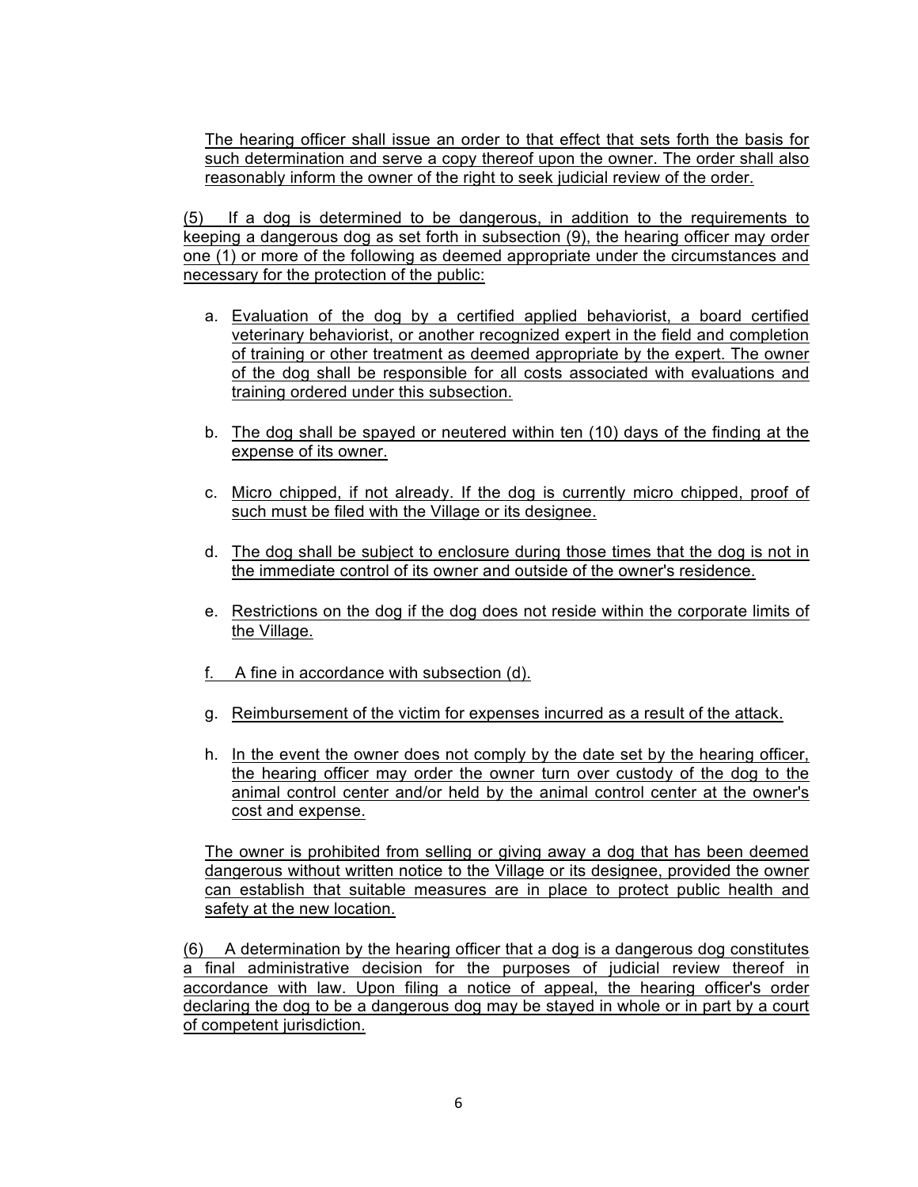The hearing officer shall issue an order to that effect that sets forth the basis for such determination and serve a copy thereof upon the owner. The order shall also reasonably inform the owner of the right to seek judicial review of the order.

(5) If a dog is determined to be dangerous, in addition to the requirements to keeping a dangerous dog as set forth in subsection (9), the hearing officer may order one (1) or more of the following as deemed appropriate under the circumstances and necessary for the protection of the public:

a. Evaluation of the dog by a certified applied behaviorist, a board certified veterinary behaviorist, or another recognized expert in the field and completion of training or other treatment as deemed appropriate by the expert. The owner of the dog shall be responsible for all costs associated with evaluations and training ordered under this subsection.

b. The dog shall be spayed or neutered within ten (10) days of the finding at the expense of its owner.

c. Micro chipped, if not already. If the dog is currently micro chipped, proof of such must be filed with the Village or its designee.

d. The dog shall be subject to enclosure during those times that the dog is not in the immediate control of its owner and outside of the owner's residence.

e. Restrictions on the dog if the dog does not reside within the corporate limits of the Village.

f. A fine in accordance with subsection (d).

g. Reimbursement of the victim for expenses incurred as a result of the attack.

h. In the event the owner does not comply by the date set by the hearing officer, the hearing officer may order the owner turn over custody of the dog to the animal control center and/or held by the animal control center at the owner's cost and expense.

The owner is prohibited from selling or giving away a dog that has been deemed dangerous without written notice to the Village or its designee, provided the owner can establish that suitable measures are in place to protect public health and safety at the new location.

(6) A determination by the hearing officer that a dog is a dangerous dog constitutes a final administrative decision for the purposes of judicial review thereof in accordance with law. Upon filing a notice of appeal, the hearing officer's order declaring the dog to be a dangerous dog may be stayed in whole or in part by a court of competent jurisdiction.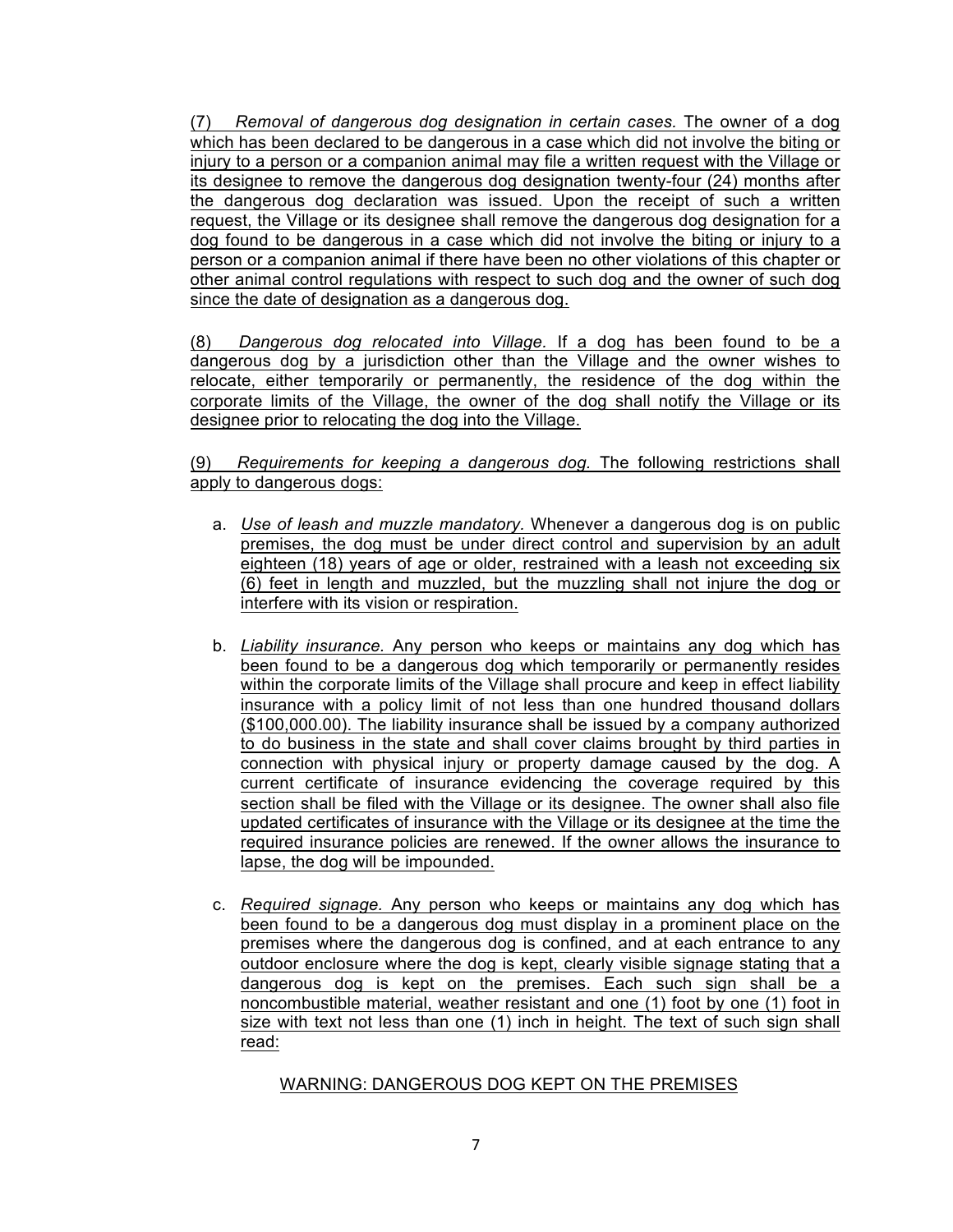(7) *Removal of dangerous dog designation in certain cases.* The owner of a dog which has been declared to be dangerous in a case which did not involve the biting or injury to a person or a companion animal may file a written request with the Village or its designee to remove the dangerous dog designation twenty-four (24) months after the dangerous dog declaration was issued. Upon the receipt of such a written request, the Village or its designee shall remove the dangerous dog designation for a dog found to be dangerous in a case which did not involve the biting or injury to a person or a companion animal if there have been no other violations of this chapter or other animal control regulations with respect to such dog and the owner of such dog since the date of designation as a dangerous dog.

(8) *Dangerous dog relocated into Village.* If a dog has been found to be a dangerous dog by a jurisdiction other than the Village and the owner wishes to relocate, either temporarily or permanently, the residence of the dog within the corporate limits of the Village, the owner of the dog shall notify the Village or its designee prior to relocating the dog into the Village.

(9) *Requirements for keeping a dangerous dog.* The following restrictions shall apply to dangerous dogs:

a. *Use of leash and muzzle mandatory.* Whenever a dangerous dog is on public premises, the dog must be under direct control and supervision by an adult eighteen (18) years of age or older, restrained with a leash not exceeding six (6) feet in length and muzzled, but the muzzling shall not injure the dog or interfere with its vision or respiration.

b. *Liability insurance.* Any person who keeps or maintains any dog which has been found to be a dangerous dog which temporarily or permanently resides within the corporate limits of the Village shall procure and keep in effect liability insurance with a policy limit of not less than one hundred thousand dollars ($100,000.00). The liability insurance shall be issued by a company authorized to do business in the state and shall cover claims brought by third parties in connection with physical injury or property damage caused by the dog. A current certificate of insurance evidencing the coverage required by this section shall be filed with the Village or its designee. The owner shall also file updated certificates of insurance with the Village or its designee at the time the required insurance policies are renewed. If the owner allows the insurance to lapse, the dog will be impounded.

c. *Required signage.* Any person who keeps or maintains any dog which has been found to be a dangerous dog must display in a prominent place on the premises where the dangerous dog is confined, and at each entrance to any outdoor enclosure where the dog is kept, clearly visible signage stating that a dangerous dog is kept on the premises. Each such sign shall be a noncombustible material, weather resistant and one (1) foot by one (1) foot in size with text not less than one (1) inch in height. The text of such sign shall read:

WARNING: DANGEROUS DOG KEPT ON THE PREMISES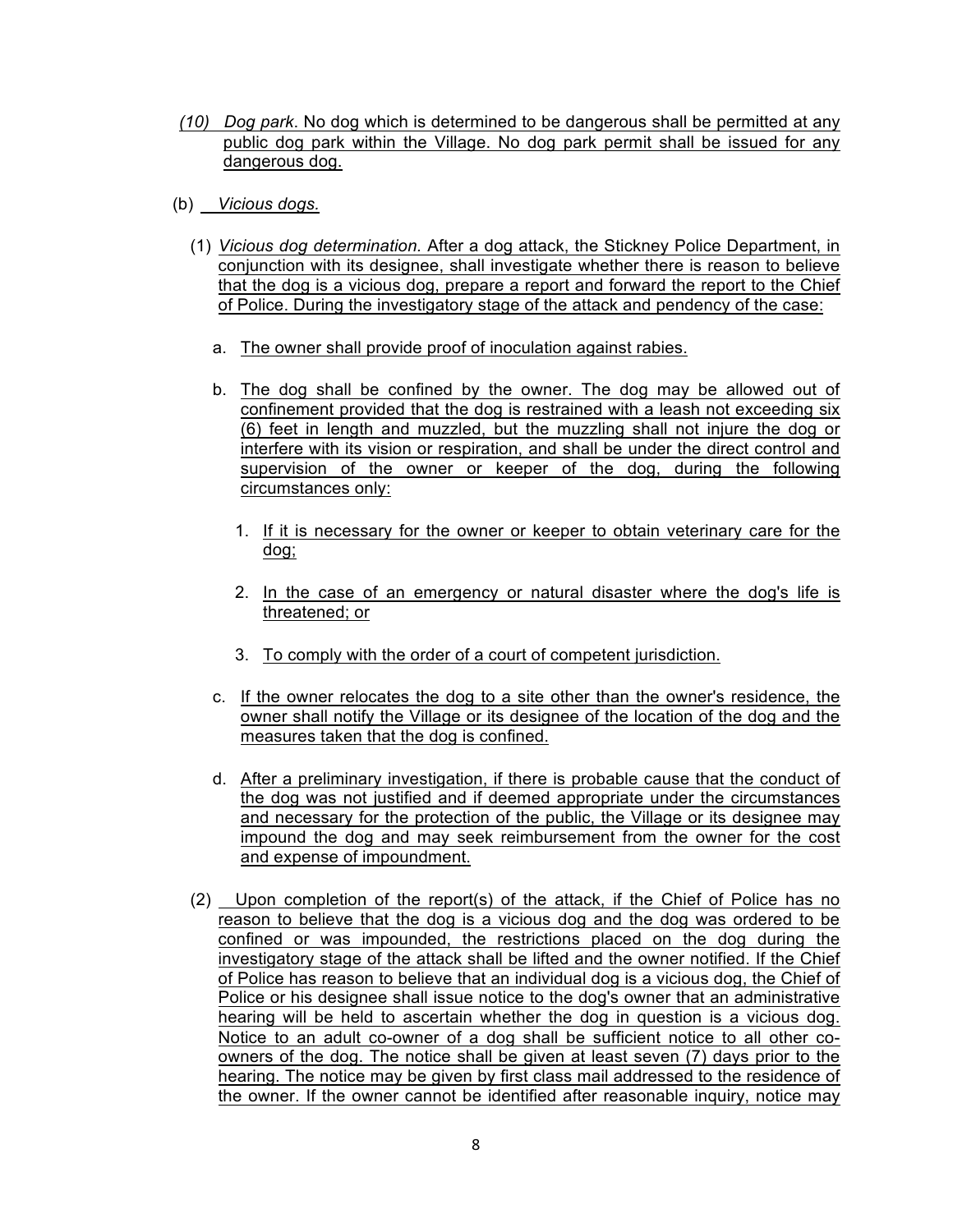*(10) Dog park*. No dog which is determined to be dangerous shall be permitted at any public dog park within the Village. No dog park permit shall be issued for any dangerous dog.

(b) *Vicious dogs.*

(1) *Vicious dog determination.* After a dog attack, the Stickney Police Department, in conjunction with its designee, shall investigate whether there is reason to believe that the dog is a vicious dog, prepare a report and forward the report to the Chief of Police. During the investigatory stage of the attack and pendency of the case:

a. The owner shall provide proof of inoculation against rabies.

b. The dog shall be confined by the owner. The dog may be allowed out of confinement provided that the dog is restrained with a leash not exceeding six (6) feet in length and muzzled, but the muzzling shall not injure the dog or interfere with its vision or respiration, and shall be under the direct control and supervision of the owner or keeper of the dog, during the following circumstances only:

1. If it is necessary for the owner or keeper to obtain veterinary care for the dog;

2. In the case of an emergency or natural disaster where the dog's life is threatened; or

3. To comply with the order of a court of competent jurisdiction.

c. If the owner relocates the dog to a site other than the owner's residence, the owner shall notify the Village or its designee of the location of the dog and the measures taken that the dog is confined.

d. After a preliminary investigation, if there is probable cause that the conduct of the dog was not justified and if deemed appropriate under the circumstances and necessary for the protection of the public, the Village or its designee may impound the dog and may seek reimbursement from the owner for the cost and expense of impoundment.

(2) Upon completion of the report(s) of the attack, if the Chief of Police has no reason to believe that the dog is a vicious dog and the dog was ordered to be confined or was impounded, the restrictions placed on the dog during the investigatory stage of the attack shall be lifted and the owner notified. If the Chief of Police has reason to believe that an individual dog is a vicious dog, the Chief of Police or his designee shall issue notice to the dog's owner that an administrative hearing will be held to ascertain whether the dog in question is a vicious dog. Notice to an adult co-owner of a dog shall be sufficient notice to all other co-owners of the dog. The notice shall be given at least seven (7) days prior to the hearing. The notice may be given by first class mail addressed to the residence of the owner. If the owner cannot be identified after reasonable inquiry, notice may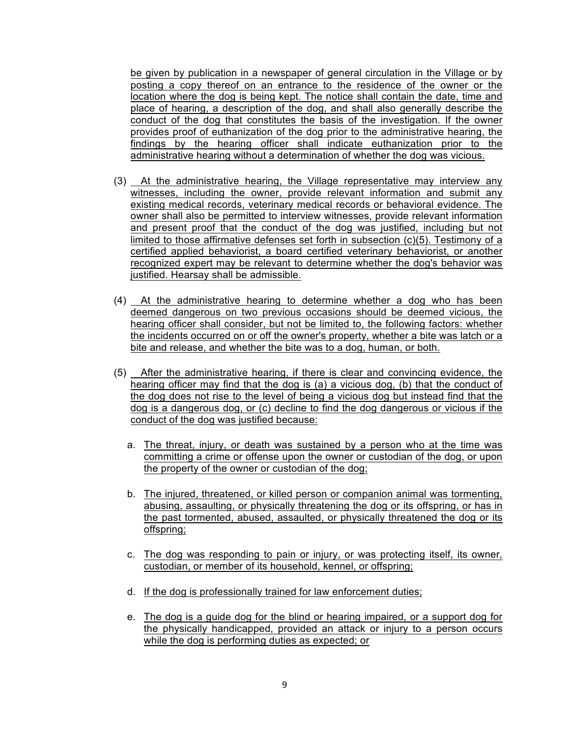be given by publication in a newspaper of general circulation in the Village or by posting a copy thereof on an entrance to the residence of the owner or the location where the dog is being kept. The notice shall contain the date, time and place of hearing, a description of the dog, and shall also generally describe the conduct of the dog that constitutes the basis of the investigation. If the owner provides proof of euthanization of the dog prior to the administrative hearing, the findings by the hearing officer shall indicate euthanization prior to the administrative hearing without a determination of whether the dog was vicious.

(3) At the administrative hearing, the Village representative may interview any witnesses, including the owner, provide relevant information and submit any existing medical records, veterinary medical records or behavioral evidence. The owner shall also be permitted to interview witnesses, provide relevant information and present proof that the conduct of the dog was justified, including but not limited to those affirmative defenses set forth in subsection (c)(5). Testimony of a certified applied behaviorist, a board certified veterinary behaviorist, or another recognized expert may be relevant to determine whether the dog's behavior was justified. Hearsay shall be admissible.

(4) At the administrative hearing to determine whether a dog who has been deemed dangerous on two previous occasions should be deemed vicious, the hearing officer shall consider, but not be limited to, the following factors: whether the incidents occurred on or off the owner's property, whether a bite was latch or a bite and release, and whether the bite was to a dog, human, or both.

(5) After the administrative hearing, if there is clear and convincing evidence, the hearing officer may find that the dog is (a) a vicious dog, (b) that the conduct of the dog does not rise to the level of being a vicious dog but instead find that the dog is a dangerous dog, or (c) decline to find the dog dangerous or vicious if the conduct of the dog was justified because:

   a. The threat, injury, or death was sustained by a person who at the time was committing a crime or offense upon the owner or custodian of the dog, or upon the property of the owner or custodian of the dog;

   b. The injured, threatened, or killed person or companion animal was tormenting, abusing, assaulting, or physically threatening the dog or its offspring, or has in the past tormented, abused, assaulted, or physically threatened the dog or its offspring;

   c. The dog was responding to pain or injury, or was protecting itself, its owner, custodian, or member of its household, kennel, or offspring;

   d. If the dog is professionally trained for law enforcement duties;

   e. The dog is a guide dog for the blind or hearing impaired, or a support dog for the physically handicapped, provided an attack or injury to a person occurs while the dog is performing duties as expected; or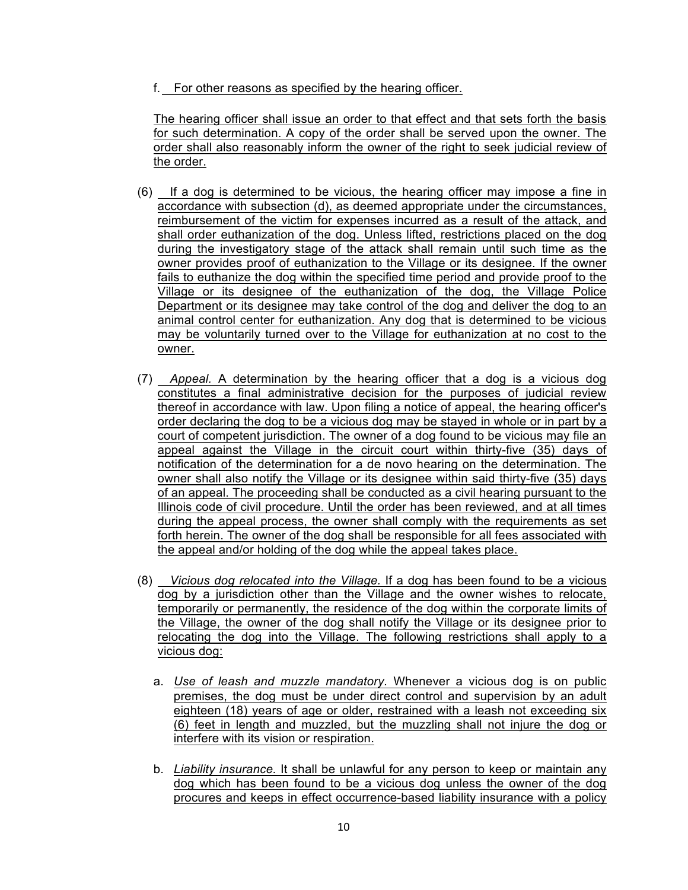f. For other reasons as specified by the hearing officer.

The hearing officer shall issue an order to that effect and that sets forth the basis for such determination. A copy of the order shall be served upon the owner. The order shall also reasonably inform the owner of the right to seek judicial review of the order.

(6) If a dog is determined to be vicious, the hearing officer may impose a fine in accordance with subsection (d), as deemed appropriate under the circumstances, reimbursement of the victim for expenses incurred as a result of the attack, and shall order euthanization of the dog. Unless lifted, restrictions placed on the dog during the investigatory stage of the attack shall remain until such time as the owner provides proof of euthanization to the Village or its designee. If the owner fails to euthanize the dog within the specified time period and provide proof to the Village or its designee of the euthanization of the dog, the Village Police Department or its designee may take control of the dog and deliver the dog to an animal control center for euthanization. Any dog that is determined to be vicious may be voluntarily turned over to the Village for euthanization at no cost to the owner.

(7) *Appeal.* A determination by the hearing officer that a dog is a vicious dog constitutes a final administrative decision for the purposes of judicial review thereof in accordance with law. Upon filing a notice of appeal, the hearing officer's order declaring the dog to be a vicious dog may be stayed in whole or in part by a court of competent jurisdiction. The owner of a dog found to be vicious may file an appeal against the Village in the circuit court within thirty-five (35) days of notification of the determination for a de novo hearing on the determination. The owner shall also notify the Village or its designee within said thirty-five (35) days of an appeal. The proceeding shall be conducted as a civil hearing pursuant to the Illinois code of civil procedure. Until the order has been reviewed, and at all times during the appeal process, the owner shall comply with the requirements as set forth herein. The owner of the dog shall be responsible for all fees associated with the appeal and/or holding of the dog while the appeal takes place.

(8) *Vicious dog relocated into the Village.* If a dog has been found to be a vicious dog by a jurisdiction other than the Village and the owner wishes to relocate, temporarily or permanently, the residence of the dog within the corporate limits of the Village, the owner of the dog shall notify the Village or its designee prior to relocating the dog into the Village. The following restrictions shall apply to a vicious dog:

a. *Use of leash and muzzle mandatory.* Whenever a vicious dog is on public premises, the dog must be under direct control and supervision by an adult eighteen (18) years of age or older, restrained with a leash not exceeding six (6) feet in length and muzzled, but the muzzling shall not injure the dog or interfere with its vision or respiration.

b. *Liability insurance.* It shall be unlawful for any person to keep or maintain any dog which has been found to be a vicious dog unless the owner of the dog procures and keeps in effect occurrence-based liability insurance with a policy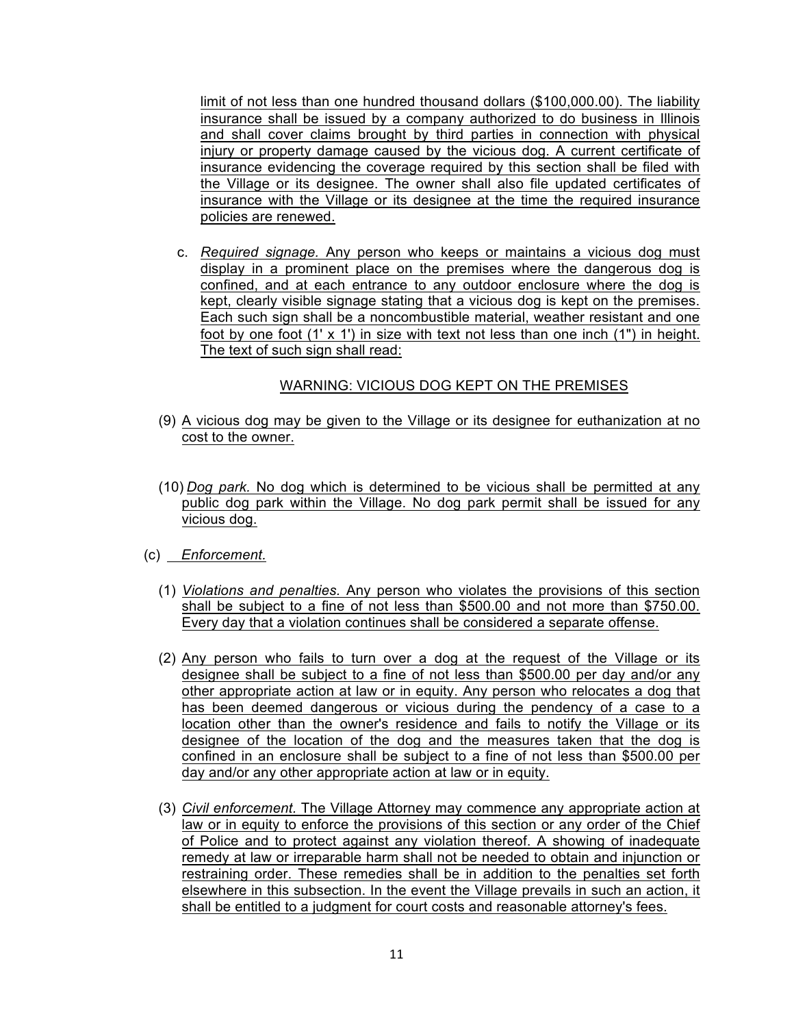limit of not less than one hundred thousand dollars ($100,000.00). The liability insurance shall be issued by a company authorized to do business in Illinois and shall cover claims brought by third parties in connection with physical injury or property damage caused by the vicious dog. A current certificate of insurance evidencing the coverage required by this section shall be filed with the Village or its designee. The owner shall also file updated certificates of insurance with the Village or its designee at the time the required insurance policies are renewed.

c. *Required signage.* Any person who keeps or maintains a vicious dog must display in a prominent place on the premises where the dangerous dog is confined, and at each entrance to any outdoor enclosure where the dog is kept, clearly visible signage stating that a vicious dog is kept on the premises. Each such sign shall be a noncombustible material, weather resistant and one foot by one foot (1' x 1') in size with text not less than one inch (1") in height. The text of such sign shall read:

WARNING: VICIOUS DOG KEPT ON THE PREMISES

(9) A vicious dog may be given to the Village or its designee for euthanization at no cost to the owner.

(10) *Dog park.* No dog which is determined to be vicious shall be permitted at any public dog park within the Village. No dog park permit shall be issued for any vicious dog.

(c) *Enforcement.*

(1) *Violations and penalties.* Any person who violates the provisions of this section shall be subject to a fine of not less than $500.00 and not more than $750.00. Every day that a violation continues shall be considered a separate offense.

(2) Any person who fails to turn over a dog at the request of the Village or its designee shall be subject to a fine of not less than $500.00 per day and/or any other appropriate action at law or in equity. Any person who relocates a dog that has been deemed dangerous or vicious during the pendency of a case to a location other than the owner's residence and fails to notify the Village or its designee of the location of the dog and the measures taken that the dog is confined in an enclosure shall be subject to a fine of not less than $500.00 per day and/or any other appropriate action at law or in equity.

(3) *Civil enforcement.* The Village Attorney may commence any appropriate action at law or in equity to enforce the provisions of this section or any order of the Chief of Police and to protect against any violation thereof. A showing of inadequate remedy at law or irreparable harm shall not be needed to obtain and injunction or restraining order. These remedies shall be in addition to the penalties set forth elsewhere in this subsection. In the event the Village prevails in such an action, it shall be entitled to a judgment for court costs and reasonable attorney's fees.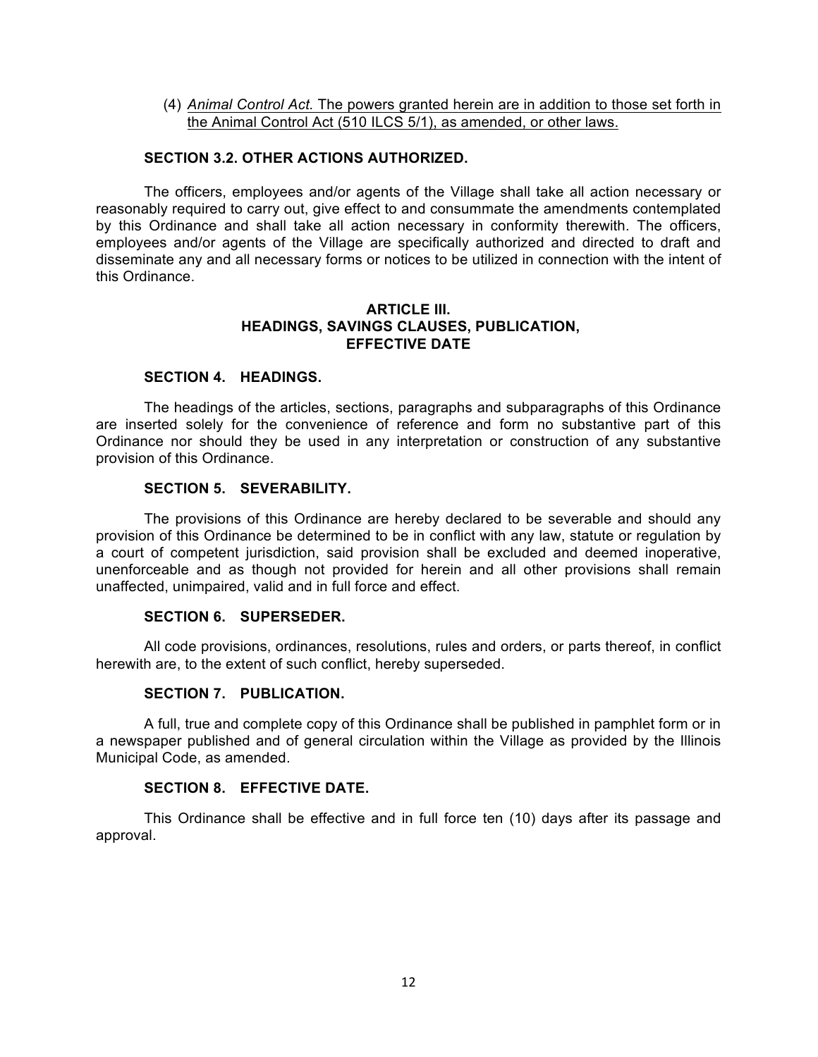(4) *Animal Control Act.* The powers granted herein are in addition to those set forth in the Animal Control Act (510 ILCS 5/1), as amended, or other laws.

**SECTION 3.2. OTHER ACTIONS AUTHORIZED.**

The officers, employees and/or agents of the Village shall take all action necessary or reasonably required to carry out, give effect to and consummate the amendments contemplated by this Ordinance and shall take all action necessary in conformity therewith. The officers, employees and/or agents of the Village are specifically authorized and directed to draft and disseminate any and all necessary forms or notices to be utilized in connection with the intent of this Ordinance.

## ARTICLE III. HEADINGS, SAVINGS CLAUSES, PUBLICATION, EFFECTIVE DATE

**SECTION 4. HEADINGS.**

The headings of the articles, sections, paragraphs and subparagraphs of this Ordinance are inserted solely for the convenience of reference and form no substantive part of this Ordinance nor should they be used in any interpretation or construction of any substantive provision of this Ordinance.

**SECTION 5. SEVERABILITY.**

The provisions of this Ordinance are hereby declared to be severable and should any provision of this Ordinance be determined to be in conflict with any law, statute or regulation by a court of competent jurisdiction, said provision shall be excluded and deemed inoperative, unenforceable and as though not provided for herein and all other provisions shall remain unaffected, unimpaired, valid and in full force and effect.

**SECTION 6. SUPERSEDER.**

All code provisions, ordinances, resolutions, rules and orders, or parts thereof, in conflict herewith are, to the extent of such conflict, hereby superseded.

**SECTION 7. PUBLICATION.**

A full, true and complete copy of this Ordinance shall be published in pamphlet form or in a newspaper published and of general circulation within the Village as provided by the Illinois Municipal Code, as amended.

**SECTION 8. EFFECTIVE DATE.**

This Ordinance shall be effective and in full force ten (10) days after its passage and approval.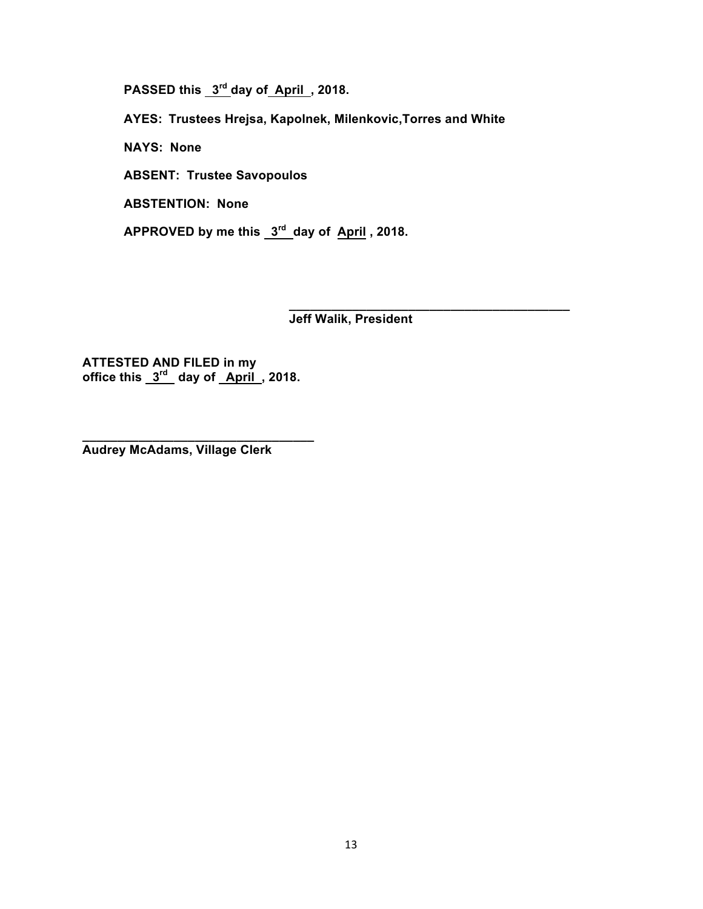**PASSED this 3rd day of April, 2018.**

**AYES: Trustees Hrejsa, Kapolnek, Milenkovic,Torres and White**

**NAYS: None**

**ABSENT: Trustee Savopoulos**

**ABSTENTION: None**

**APPROVED by me this 3rd day of April, 2018.**

\_\_\_\_\_\_\_\_\_\_\_\_\_\_\_\_\_\_\_\_\_\_\_\_\_\_\_\_\_\_\_\_\_\_\_\_\_\_\_\_

**Jeff Walik, President**

**ATTESTED AND FILED in my office this 3rd day of April, 2018.**

\_\_\_\_\_\_\_\_\_\_\_\_\_\_\_\_\_\_\_\_\_\_\_\_\_\_\_\_\_\_\_\_

**Audrey McAdams, Village Clerk**